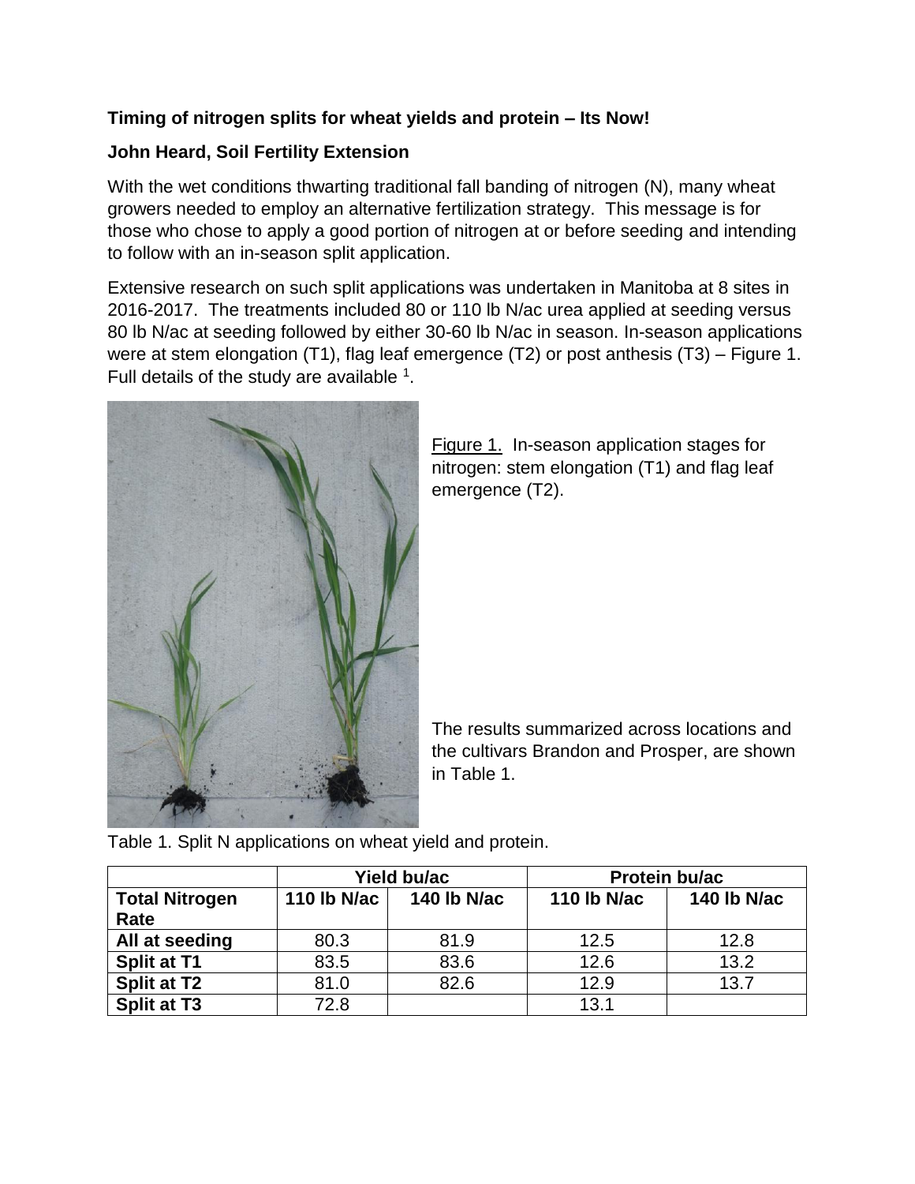**Timing of nitrogen splits for wheat yields and protein – Its Now!**

**John Heard, Soil Fertility Extension**

With the wet conditions thwarting traditional fall banding of nitrogen (N), many wheat growers needed to employ an alternative fertilization strategy. This message is for those who chose to apply a good portion of nitrogen at or before seeding and intending to follow with an in-season split application.

Extensive research on such split applications was undertaken in Manitoba at 8 sites in 2016-2017. The treatments included 80 or 110 lb N/ac urea applied at seeding versus 80 lb N/ac at seeding followed by either 30-60 lb N/ac in season. In-season applications were at stem elongation (T1), flag leaf emergence (T2) or post anthesis (T3) – Figure 1. Full details of the study are available [1].

Figure 1. In-season application stages for nitrogen: stem elongation (T1) and flag leaf emergence (T2).

The results summarized across locations and the cultivars Brandon and Prosper, are shown in Table 1.

Table 1. Split N applications on wheat yield and protein.

| | Yield bu/ac | | Protein bu/ac | |
|---|---|---|---|---|
| **Total Nitrogen Rate** | **110 lb N/ac** | **140 lb N/ac** | **110 lb N/ac** | **140 lb N/ac** |
| **All at seeding** | 80.3 | 81.9 | 12.5 | 12.8 |
| **Split at T1** | 83.5 | 83.6 | 12.6 | 13.2 |
| **Split at T2** | 81.0 | 82.6 | 12.9 | 13.7 |
| **Split at T3** | 72.8 | | 13.1 | |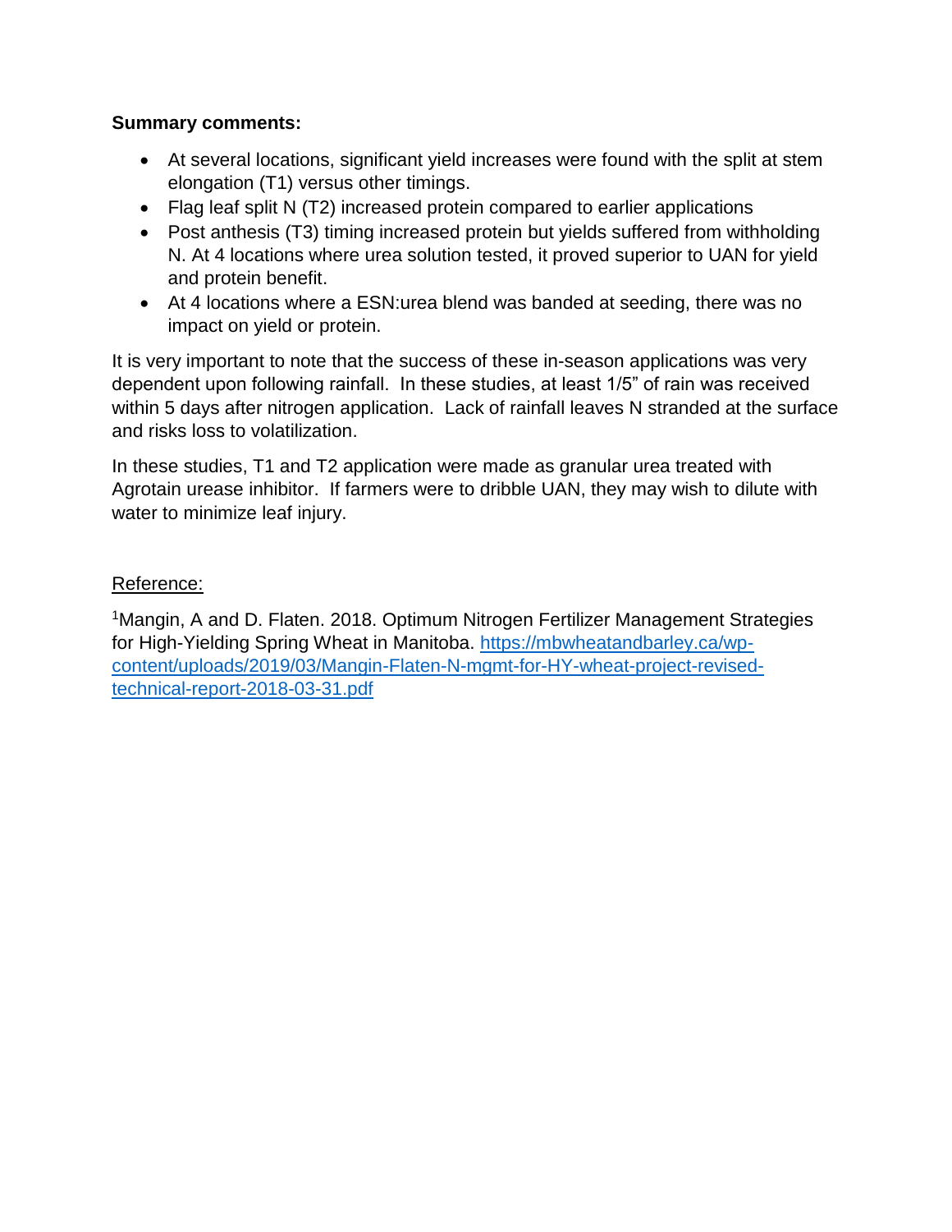**Summary comments:**

- At several locations, significant yield increases were found with the split at stem elongation (T1) versus other timings.
- Flag leaf split N (T2) increased protein compared to earlier applications
- Post anthesis (T3) timing increased protein but yields suffered from withholding N. At 4 locations where urea solution tested, it proved superior to UAN for yield and protein benefit.
- At 4 locations where a ESN:urea blend was banded at seeding, there was no impact on yield or protein.

It is very important to note that the success of these in-season applications was very dependent upon following rainfall. In these studies, at least 1/5" of rain was received within 5 days after nitrogen application. Lack of rainfall leaves N stranded at the surface and risks loss to volatilization.

In these studies, T1 and T2 application were made as granular urea treated with Agrotain urease inhibitor. If farmers were to dribble UAN, they may wish to dilute with water to minimize leaf injury.

Reference:

[1]Mangin, A and D. Flaten. 2018. Optimum Nitrogen Fertilizer Management Strategies for High-Yielding Spring Wheat in Manitoba. https://mbwheatandbarley.ca/wp-content/uploads/2019/03/Mangin-Flaten-N-mgmt-for-HY-wheat-project-revised-technical-report-2018-03-31.pdf